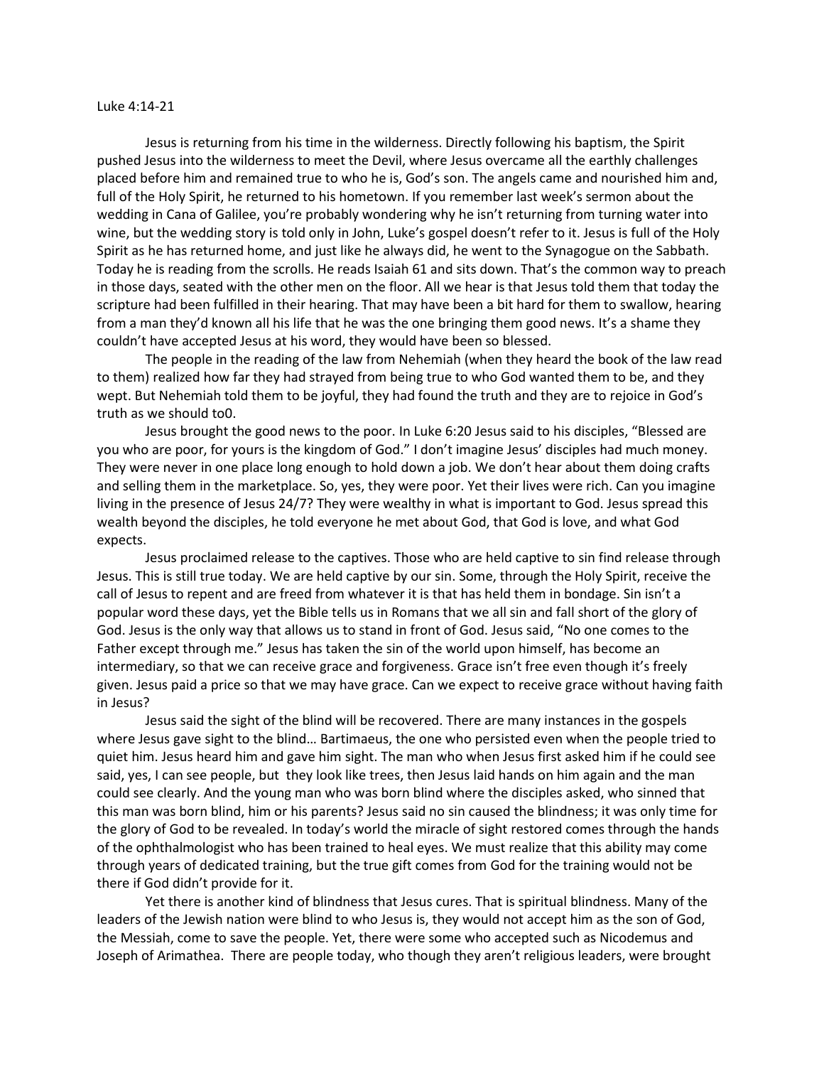Luke 4:14-21

Jesus is returning from his time in the wilderness. Directly following his baptism, the Spirit pushed Jesus into the wilderness to meet the Devil, where Jesus overcame all the earthly challenges placed before him and remained true to who he is, God's son. The angels came and nourished him and, full of the Holy Spirit, he returned to his hometown. If you remember last week's sermon about the wedding in Cana of Galilee, you're probably wondering why he isn't returning from turning water into wine, but the wedding story is told only in John, Luke's gospel doesn't refer to it. Jesus is full of the Holy Spirit as he has returned home, and just like he always did, he went to the Synagogue on the Sabbath. Today he is reading from the scrolls. He reads Isaiah 61 and sits down. That's the common way to preach in those days, seated with the other men on the floor. All we hear is that Jesus told them that today the scripture had been fulfilled in their hearing. That may have been a bit hard for them to swallow, hearing from a man they'd known all his life that he was the one bringing them good news. It's a shame they couldn't have accepted Jesus at his word, they would have been so blessed.

The people in the reading of the law from Nehemiah (when they heard the book of the law read to them) realized how far they had strayed from being true to who God wanted them to be, and they wept. But Nehemiah told them to be joyful, they had found the truth and they are to rejoice in God's truth as we should to0.

Jesus brought the good news to the poor. In Luke 6:20 Jesus said to his disciples, "Blessed are you who are poor, for yours is the kingdom of God." I don't imagine Jesus' disciples had much money. They were never in one place long enough to hold down a job. We don't hear about them doing crafts and selling them in the marketplace. So, yes, they were poor. Yet their lives were rich. Can you imagine living in the presence of Jesus 24/7? They were wealthy in what is important to God. Jesus spread this wealth beyond the disciples, he told everyone he met about God, that God is love, and what God expects.

Jesus proclaimed release to the captives. Those who are held captive to sin find release through Jesus. This is still true today. We are held captive by our sin. Some, through the Holy Spirit, receive the call of Jesus to repent and are freed from whatever it is that has held them in bondage. Sin isn't a popular word these days, yet the Bible tells us in Romans that we all sin and fall short of the glory of God. Jesus is the only way that allows us to stand in front of God. Jesus said, "No one comes to the Father except through me." Jesus has taken the sin of the world upon himself, has become an intermediary, so that we can receive grace and forgiveness. Grace isn't free even though it's freely given. Jesus paid a price so that we may have grace. Can we expect to receive grace without having faith in Jesus?

Jesus said the sight of the blind will be recovered. There are many instances in the gospels where Jesus gave sight to the blind… Bartimaeus, the one who persisted even when the people tried to quiet him. Jesus heard him and gave him sight. The man who when Jesus first asked him if he could see said, yes, I can see people, but they look like trees, then Jesus laid hands on him again and the man could see clearly. And the young man who was born blind where the disciples asked, who sinned that this man was born blind, him or his parents? Jesus said no sin caused the blindness; it was only time for the glory of God to be revealed. In today's world the miracle of sight restored comes through the hands of the ophthalmologist who has been trained to heal eyes. We must realize that this ability may come through years of dedicated training, but the true gift comes from God for the training would not be there if God didn't provide for it.

Yet there is another kind of blindness that Jesus cures. That is spiritual blindness. Many of the leaders of the Jewish nation were blind to who Jesus is, they would not accept him as the son of God, the Messiah, come to save the people. Yet, there were some who accepted such as Nicodemus and Joseph of Arimathea. There are people today, who though they aren't religious leaders, were brought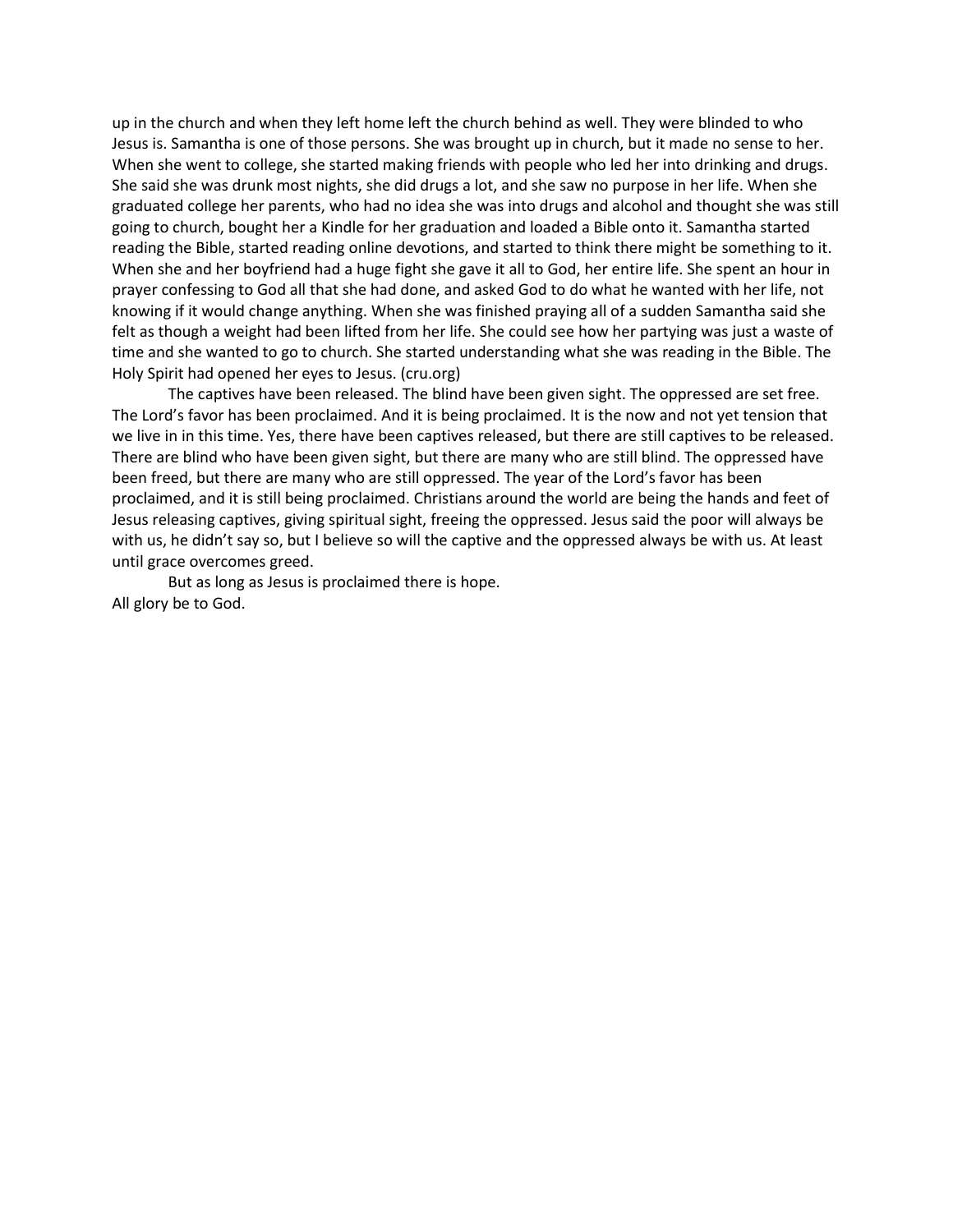up in the church and when they left home left the church behind as well. They were blinded to who Jesus is. Samantha is one of those persons. She was brought up in church, but it made no sense to her. When she went to college, she started making friends with people who led her into drinking and drugs. She said she was drunk most nights, she did drugs a lot, and she saw no purpose in her life. When she graduated college her parents, who had no idea she was into drugs and alcohol and thought she was still going to church, bought her a Kindle for her graduation and loaded a Bible onto it. Samantha started reading the Bible, started reading online devotions, and started to think there might be something to it. When she and her boyfriend had a huge fight she gave it all to God, her entire life. She spent an hour in prayer confessing to God all that she had done, and asked God to do what he wanted with her life, not knowing if it would change anything. When she was finished praying all of a sudden Samantha said she felt as though a weight had been lifted from her life. She could see how her partying was just a waste of time and she wanted to go to church. She started understanding what she was reading in the Bible. The Holy Spirit had opened her eyes to Jesus. (cru.org)

The captives have been released. The blind have been given sight. The oppressed are set free. The Lord's favor has been proclaimed. And it is being proclaimed. It is the now and not yet tension that we live in in this time. Yes, there have been captives released, but there are still captives to be released. There are blind who have been given sight, but there are many who are still blind. The oppressed have been freed, but there are many who are still oppressed. The year of the Lord's favor has been proclaimed, and it is still being proclaimed. Christians around the world are being the hands and feet of Jesus releasing captives, giving spiritual sight, freeing the oppressed. Jesus said the poor will always be with us, he didn't say so, but I believe so will the captive and the oppressed always be with us. At least until grace overcomes greed.

But as long as Jesus is proclaimed there is hope.

All glory be to God.